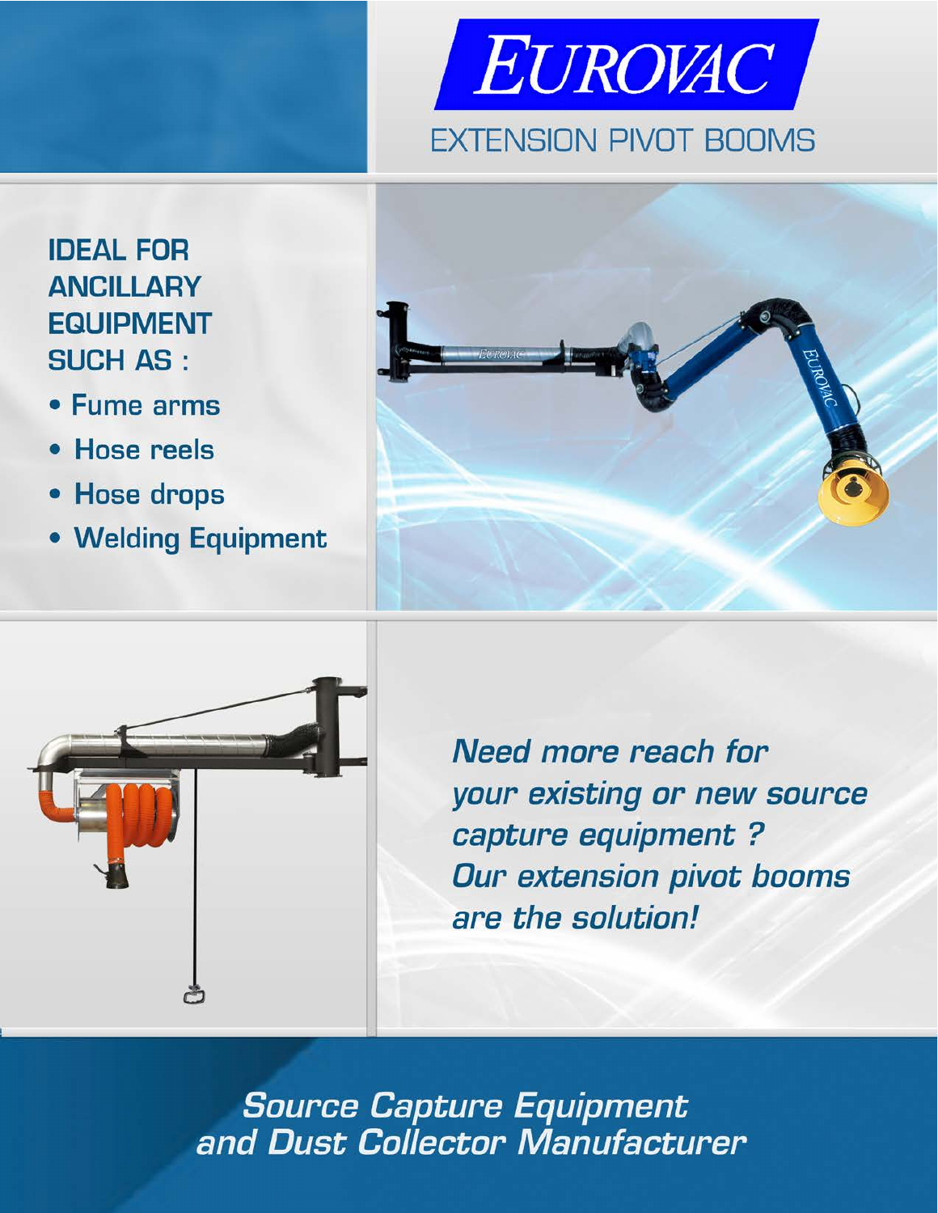# EUROVAC

## EXTENSION PIVOT BOOMS

### IDEAL FOR ANCILLARY EQUIPMENT SUCH AS :

- Fume arms
- Hose reels
- Hose drops
- Welding Equipment

*Need more reach for your existing or new source capture equipment ? Our extension pivot booms are the solution!*

***Source Capture Equipment and Dust Collector Manufacturer***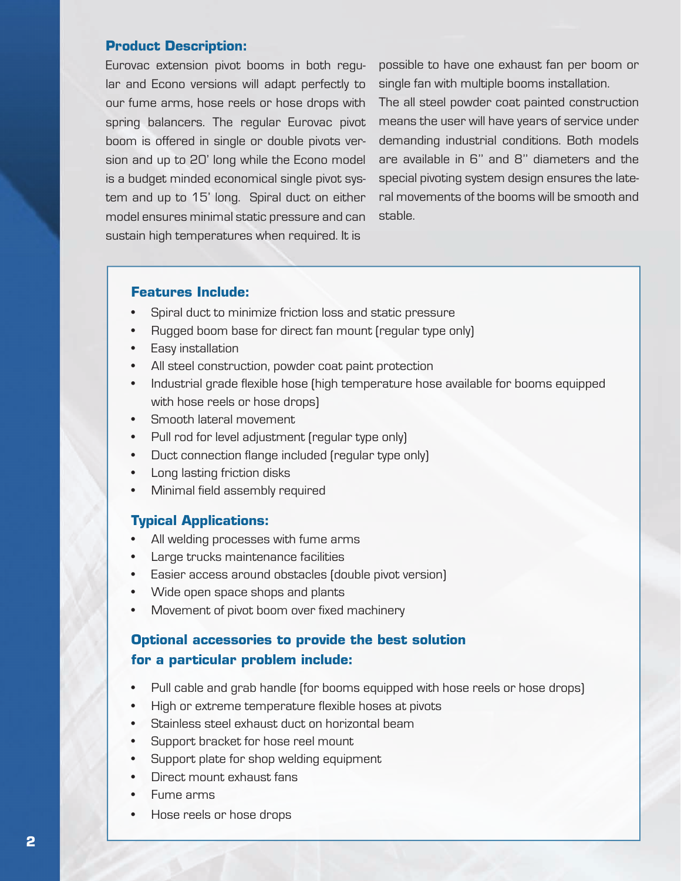## Product Description:

Eurovac extension pivot booms in both regular and Econo versions will adapt perfectly to our fume arms, hose reels or hose drops with spring balancers. The regular Eurovac pivot boom is offered in single or double pivots version and up to 20' long while the Econo model is a budget minded economical single pivot system and up to 15' long. Spiral duct on either model ensures minimal static pressure and can sustain high temperatures when required. It is possible to have one exhaust fan per boom or single fan with multiple booms installation.

The all steel powder coat painted construction means the user will have years of service under demanding industrial conditions. Both models are available in 6" and 8" diameters and the special pivoting system design ensures the lateral movements of the booms will be smooth and stable.

### Features Include:

- Spiral duct to minimize friction loss and static pressure
- Rugged boom base for direct fan mount (regular type only)
- Easy installation
- All steel construction, powder coat paint protection
- Industrial grade flexible hose (high temperature hose available for booms equipped with hose reels or hose drops)
- Smooth lateral movement
- Pull rod for level adjustment (regular type only)
- Duct connection flange included (regular type only)
- Long lasting friction disks
- Minimal field assembly required

### Typical Applications:

- All welding processes with fume arms
- Large trucks maintenance facilities
- Easier access around obstacles (double pivot version)
- Wide open space shops and plants
- Movement of pivot boom over fixed machinery

### Optional accessories to provide the best solution for a particular problem include:

- Pull cable and grab handle (for booms equipped with hose reels or hose drops)
- High or extreme temperature flexible hoses at pivots
- Stainless steel exhaust duct on horizontal beam
- Support bracket for hose reel mount
- Support plate for shop welding equipment
- Direct mount exhaust fans
- Fume arms
- Hose reels or hose drops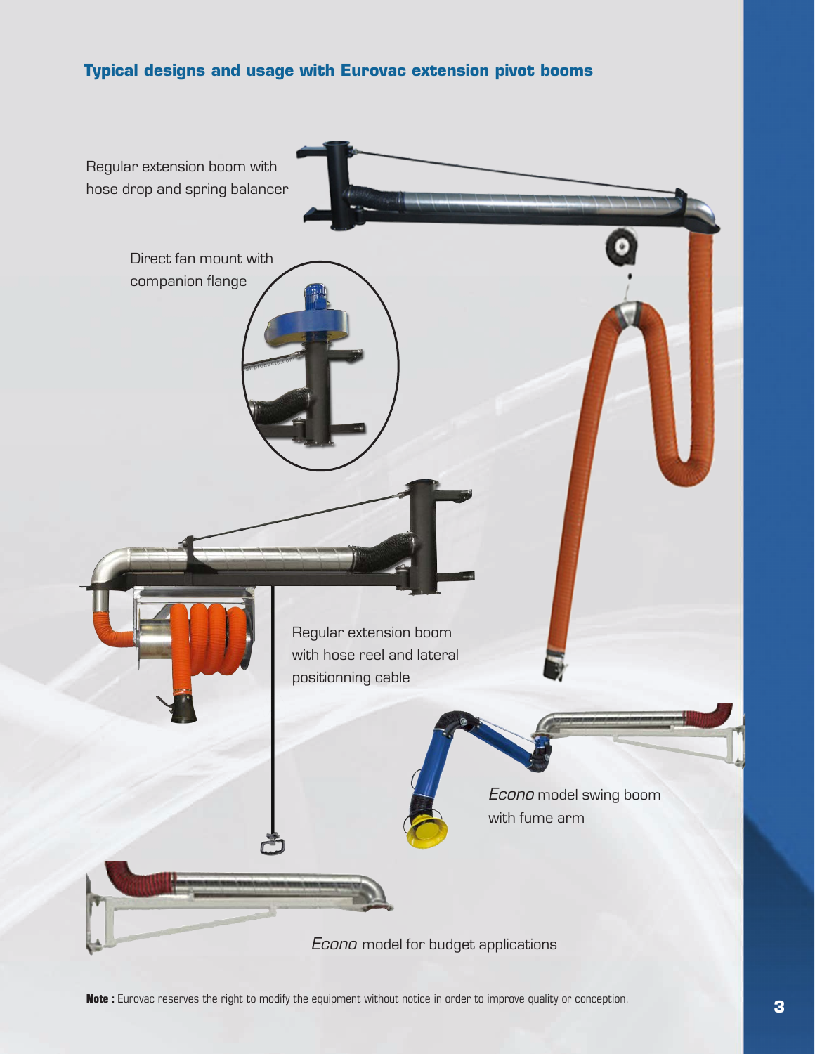## Typical designs and usage with Eurovac extension pivot booms

Regular extension boom with hose drop and spring balancer

Direct fan mount with companion flange

Regular extension boom with hose reel and lateral positionning cable

*Econo* model swing boom with fume arm

*Econo* model for budget applications

**Note :** Eurovac reserves the right to modify the equipment without notice in order to improve quality or conception.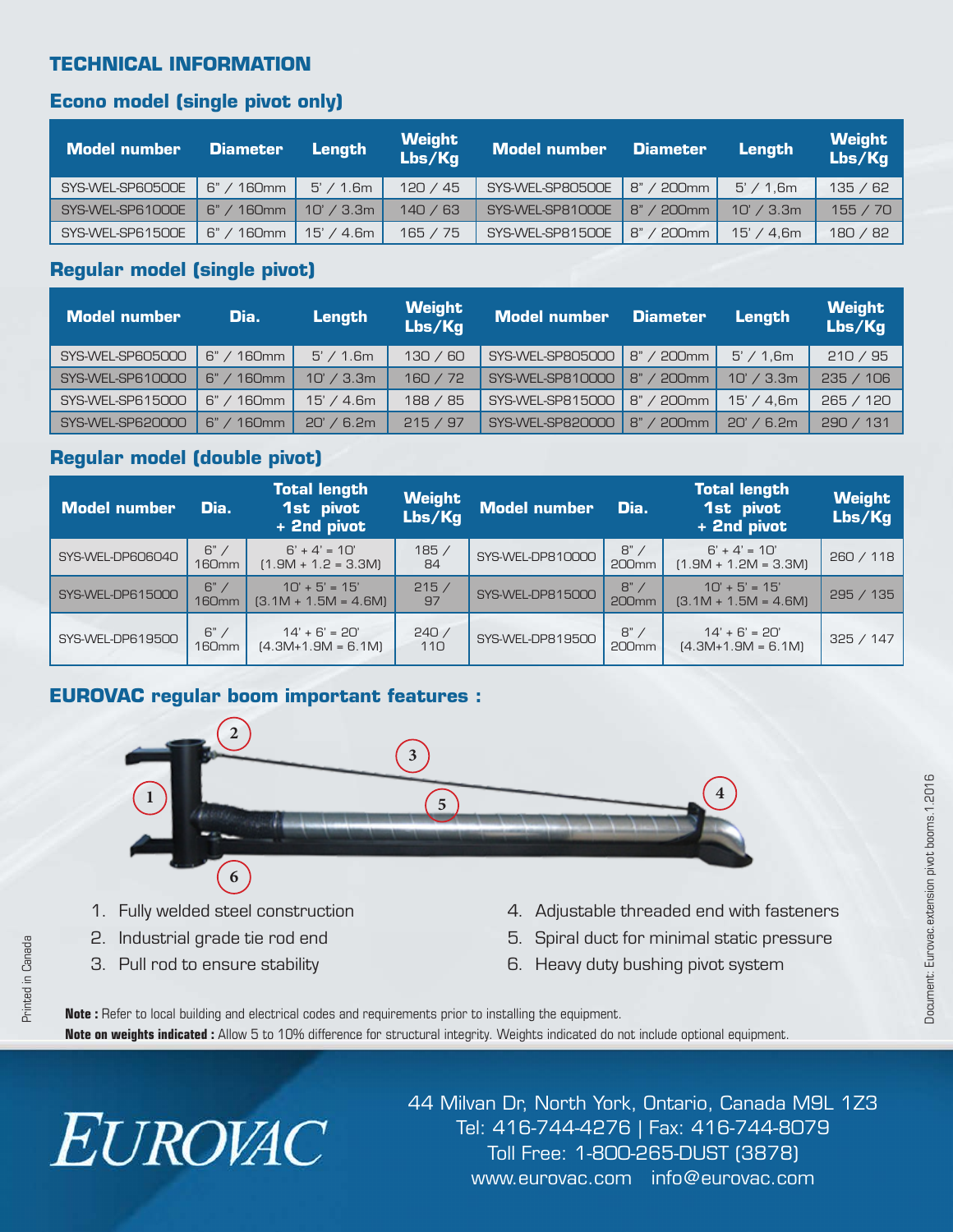## TECHNICAL INFORMATION

### Econo model (single pivot only)

| Model number | Diameter | Length | Weight Lbs/Kg | Model number | Diameter | Length | Weight Lbs/Kg |
|---|---|---|---|---|---|---|---|
| SYS-WEL-SP60500E | 6" / 160mm | 5' / 1.6m | 120 / 45 | SYS-WEL-SP80500E | 8" / 200mm | 5' / 1,6m | 135 / 62 |
| SYS-WEL-SP61000E | 6" / 160mm | 10' / 3.3m | 140 / 63 | SYS-WEL-SP81000E | 8" / 200mm | 10' / 3.3m | 155 / 70 |
| SYS-WEL-SP61500E | 6" / 160mm | 15' / 4.6m | 165 / 75 | SYS-WEL-SP81500E | 8" / 200mm | 15' / 4,6m | 180 / 82 |

### Regular model (single pivot)

| Model number | Dia. | Length | Weight Lbs/Kg | Model number | Diameter | Length | Weight Lbs/Kg |
|---|---|---|---|---|---|---|---|
| SYS-WEL-SP605000 | 6" / 160mm | 5' / 1.6m | 130 / 60 | SYS-WEL-SP805000 | 8" / 200mm | 5' / 1,6m | 210 / 95 |
| SYS-WEL-SP610000 | 6" / 160mm | 10' / 3.3m | 160 / 72 | SYS-WEL-SP810000 | 8" / 200mm | 10' / 3.3m | 235 / 106 |
| SYS-WEL-SP615000 | 6" / 160mm | 15' / 4.6m | 188 / 85 | SYS-WEL-SP815000 | 8" / 200mm | 15' / 4,6m | 265 / 120 |
| SYS-WEL-SP620000 | 6" / 160mm | 20' / 6.2m | 215 / 97 | SYS-WEL-SP820000 | 8" / 200mm | 20' / 6.2m | 290 / 131 |

### Regular model (double pivot)

| Model number | Dia. | Total length 1st pivot + 2nd pivot | Weight Lbs/Kg | Model number | Dia. | Total length 1st pivot + 2nd pivot | Weight Lbs/Kg |
|---|---|---|---|---|---|---|---|
| SYS-WEL-DP606040 | 6" / 160mm | 6' + 4' = 10' (1.9M + 1.2 = 3.3M) | 185 / 84 | SYS-WEL-DP810000 | 8" / 200mm | 6' + 4' = 10' (1.9M + 1.2M = 3.3M) | 260 / 118 |
| SYS-WEL-DP615000 | 6" / 160mm | 10' + 5' = 15' (3.1M + 1.5M = 4.6M) | 215 / 97 | SYS-WEL-DP815000 | 8" / 200mm | 10' + 5' = 15' (3.1M + 1.5M = 4.6M) | 295 / 135 |
| SYS-WEL-DP619500 | 6" / 160mm | 14' + 6' = 20' (4.3M+1.9M = 6.1M) | 240 / 110 | SYS-WEL-DP819500 | 8" / 200mm | 14' + 6' = 20' (4.3M+1.9M = 6.1M) | 325 / 147 |

### EUROVAC regular boom important features :

1. Fully welded steel construction
2. Industrial grade tie rod end
3. Pull rod to ensure stability
4. Adjustable threaded end with fasteners
5. Spiral duct for minimal static pressure
6. Heavy duty bushing pivot system

**Note :** Refer to local building and electrical codes and requirements prior to installing the equipment.

**Note on weights indicated :** Allow 5 to 10% difference for structural integrity. Weights indicated do not include optional equipment.

Printed in Canada

Document: Eurovac extension pivot booms.1.2016

EUROVAC

44 Milvan Dr, North York, Ontario, Canada M9L 1Z3
Tel: 416-744-4276 | Fax: 416-744-8079
Toll Free: 1-800-265-DUST (3878)
www.eurovac.com info@eurovac.com